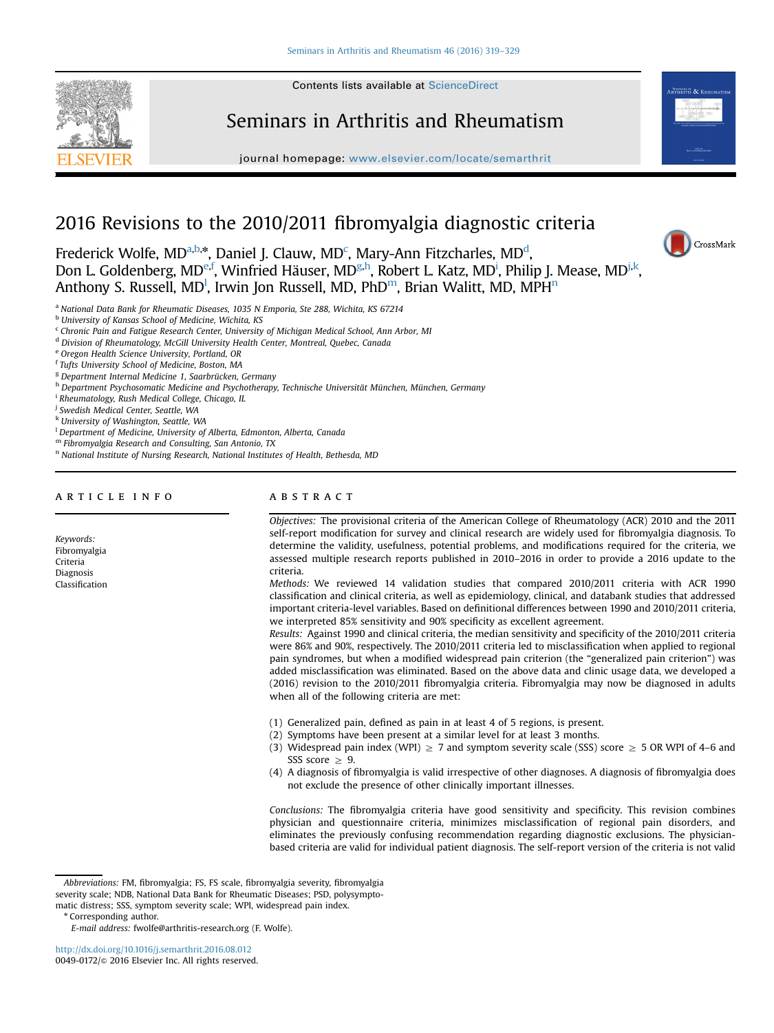Contents lists available at ScienceDirect

Seminars in Arthritis and Rheumatism

journal homepage: www.elsevier.com/locate/semarthrit

# 2016 Revisions to the 2010/2011 fibromyalgia diagnostic criteria

Frederick Wolfe, MD[a,b,*], Daniel J. Clauw, MD[c], Mary-Ann Fitzcharles, MD[d], Don L. Goldenberg, MD[e,f], Winfried Häuser, MD[g,h], Robert L. Katz, MD[i], Philip J. Mease, MD[j,k], Anthony S. Russell, MD[l], Irwin Jon Russell, MD, PhD[m], Brian Walitt, MD, MPH[n]

[a] National Data Bank for Rheumatic Diseases, 1035 N Emporia, Ste 288, Wichita, KS 67214
[b] University of Kansas School of Medicine, Wichita, KS
[c] Chronic Pain and Fatigue Research Center, University of Michigan Medical School, Ann Arbor, MI
[d] Division of Rheumatology, McGill University Health Center, Montreal, Quebec, Canada
[e] Oregon Health Science University, Portland, OR
[f] Tufts University School of Medicine, Boston, MA
[g] Department Internal Medicine 1, Saarbrücken, Germany
[h] Department Psychosomatic Medicine and Psychotherapy, Technische Universität München, München, Germany
[i] Rheumatology, Rush Medical College, Chicago, IL
[j] Swedish Medical Center, Seattle, WA
[k] University of Washington, Seattle, WA
[l] Department of Medicine, University of Alberta, Edmonton, Alberta, Canada
[m] Fibromyalgia Research and Consulting, San Antonio, TX
[n] National Institute of Nursing Research, National Institutes of Health, Bethesda, MD

## ARTICLE INFO

*Keywords:*
Fibromyalgia
Criteria
Diagnosis
Classification

## ABSTRACT

*Objectives:* The provisional criteria of the American College of Rheumatology (ACR) 2010 and the 2011 self-report modification for survey and clinical research are widely used for fibromyalgia diagnosis. To determine the validity, usefulness, potential problems, and modifications required for the criteria, we assessed multiple research reports published in 2010–2016 in order to provide a 2016 update to the criteria.

*Methods:* We reviewed 14 validation studies that compared 2010/2011 criteria with ACR 1990 classification and clinical criteria, as well as epidemiology, clinical, and databank studies that addressed important criteria-level variables. Based on definitional differences between 1990 and 2010/2011 criteria, we interpreted 85% sensitivity and 90% specificity as excellent agreement.

*Results:* Against 1990 and clinical criteria, the median sensitivity and specificity of the 2010/2011 criteria were 86% and 90%, respectively. The 2010/2011 criteria led to misclassification when applied to regional pain syndromes, but when a modified widespread pain criterion (the "generalized pain criterion") was added misclassification was eliminated. Based on the above data and clinic usage data, we developed a (2016) revision to the 2010/2011 fibromyalgia criteria. Fibromyalgia may now be diagnosed in adults when all of the following criteria are met:

(1) Generalized pain, defined as pain in at least 4 of 5 regions, is present.
(2) Symptoms have been present at a similar level for at least 3 months.
(3) Widespread pain index (WPI) $\geq$ 7 and symptom severity scale (SSS) score $\geq$ 5 OR WPI of 4–6 and SSS score $\geq$ 9.
(4) A diagnosis of fibromyalgia is valid irrespective of other diagnoses. A diagnosis of fibromyalgia does not exclude the presence of other clinically important illnesses.

*Conclusions:* The fibromyalgia criteria have good sensitivity and specificity. This revision combines physician and questionnaire criteria, minimizes misclassification of regional pain disorders, and eliminates the previously confusing recommendation regarding diagnostic exclusions. The physician-based criteria are valid for individual patient diagnosis. The self-report version of the criteria is not valid

*Abbreviations:* FM, fibromyalgia; FS, FS scale, fibromyalgia severity, fibromyalgia severity scale; NDB, National Data Bank for Rheumatic Diseases; PSD, polysymptomatic distress; SSS, symptom severity scale; WPI, widespread pain index.

\* Corresponding author.

*E-mail address:* fwolfe@arthritis-research.org (F. Wolfe).

http://dx.doi.org/10.1016/j.semarthrit.2016.08.012
0049-0172/© 2016 Elsevier Inc. All rights reserved.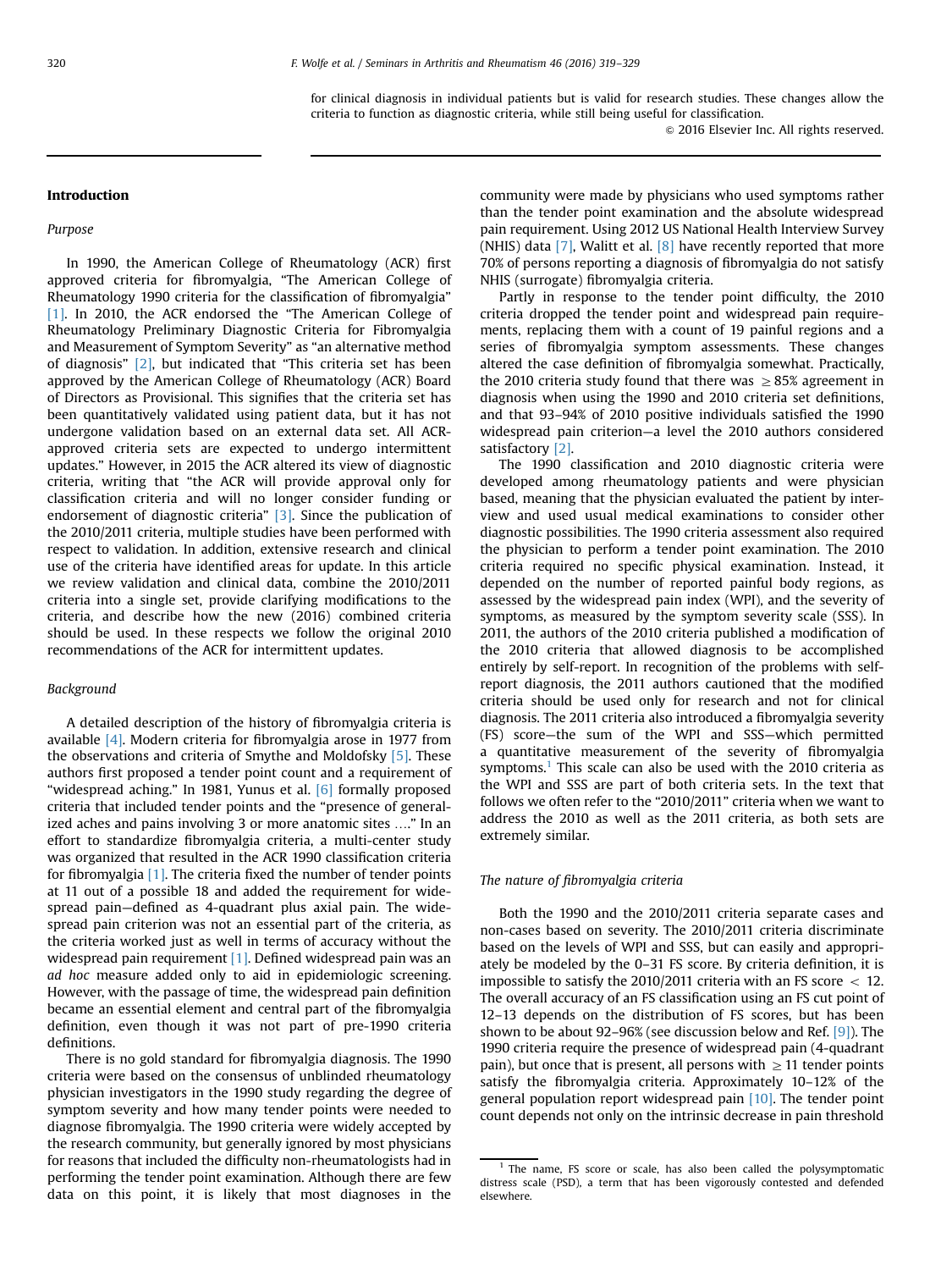for clinical diagnosis in individual patients but is valid for research studies. These changes allow the criteria to function as diagnostic criteria, while still being useful for classification.

© 2016 Elsevier Inc. All rights reserved.

## Introduction

### *Purpose*

In 1990, the American College of Rheumatology (ACR) first approved criteria for fibromyalgia, "The American College of Rheumatology 1990 criteria for the classification of fibromyalgia" [1]. In 2010, the ACR endorsed the "The American College of Rheumatology Preliminary Diagnostic Criteria for Fibromyalgia and Measurement of Symptom Severity" as "an alternative method of diagnosis" [2], but indicated that "This criteria set has been approved by the American College of Rheumatology (ACR) Board of Directors as Provisional. This signifies that the criteria set has been quantitatively validated using patient data, but it has not undergone validation based on an external data set. All ACR-approved criteria sets are expected to undergo intermittent updates." However, in 2015 the ACR altered its view of diagnostic criteria, writing that "the ACR will provide approval only for classification criteria and will no longer consider funding or endorsement of diagnostic criteria" [3]. Since the publication of the 2010/2011 criteria, multiple studies have been performed with respect to validation. In addition, extensive research and clinical use of the criteria have identified areas for update. In this article we review validation and clinical data, combine the 2010/2011 criteria into a single set, provide clarifying modifications to the criteria, and describe how the new (2016) combined criteria should be used. In these respects we follow the original 2010 recommendations of the ACR for intermittent updates.

### *Background*

A detailed description of the history of fibromyalgia criteria is available [4]. Modern criteria for fibromyalgia arose in 1977 from the observations and criteria of Smythe and Moldofsky [5]. These authors first proposed a tender point count and a requirement of "widespread aching." In 1981, Yunus et al. [6] formally proposed criteria that included tender points and the "presence of generalized aches and pains involving 3 or more anatomic sites …." In an effort to standardize fibromyalgia criteria, a multi-center study was organized that resulted in the ACR 1990 classification criteria for fibromyalgia [1]. The criteria fixed the number of tender points at 11 out of a possible 18 and added the requirement for widespread pain—defined as 4-quadrant plus axial pain. The widespread pain criterion was not an essential part of the criteria, as the criteria worked just as well in terms of accuracy without the widespread pain requirement [1]. Defined widespread pain was an *ad hoc* measure added only to aid in epidemiologic screening. However, with the passage of time, the widespread pain definition became an essential element and central part of the fibromyalgia definition, even though it was not part of pre-1990 criteria definitions.

There is no gold standard for fibromyalgia diagnosis. The 1990 criteria were based on the consensus of unblinded rheumatology physician investigators in the 1990 study regarding the degree of symptom severity and how many tender points were needed to diagnose fibromyalgia. The 1990 criteria were widely accepted by the research community, but generally ignored by most physicians for reasons that included the difficulty non-rheumatologists had in performing the tender point examination. Although there are few data on this point, it is likely that most diagnoses in the community were made by physicians who used symptoms rather than the tender point examination and the absolute widespread pain requirement. Using 2012 US National Health Interview Survey (NHIS) data [7], Walitt et al. [8] have recently reported that more 70% of persons reporting a diagnosis of fibromyalgia do not satisfy NHIS (surrogate) fibromyalgia criteria.

Partly in response to the tender point difficulty, the 2010 criteria dropped the tender point and widespread pain requirements, replacing them with a count of 19 painful regions and a series of fibromyalgia symptom assessments. These changes altered the case definition of fibromyalgia somewhat. Practically, the 2010 criteria study found that there was $\geq 85\%$ agreement in diagnosis when using the 1990 and 2010 criteria set definitions, and that 93–94% of 2010 positive individuals satisfied the 1990 widespread pain criterion—a level the 2010 authors considered satisfactory [2].

The 1990 classification and 2010 diagnostic criteria were developed among rheumatology patients and were physician based, meaning that the physician evaluated the patient by interview and used usual medical examinations to consider other diagnostic possibilities. The 1990 criteria assessment also required the physician to perform a tender point examination. The 2010 criteria required no specific physical examination. Instead, it depended on the number of reported painful body regions, as assessed by the widespread pain index (WPI), and the severity of symptoms, as measured by the symptom severity scale (SSS). In 2011, the authors of the 2010 criteria published a modification of the 2010 criteria that allowed diagnosis to be accomplished entirely by self-report. In recognition of the problems with self-report diagnosis, the 2011 authors cautioned that the modified criteria should be used only for research and not for clinical diagnosis. The 2011 criteria also introduced a fibromyalgia severity (FS) score—the sum of the WPI and SSS—which permitted a quantitative measurement of the severity of fibromyalgia symptoms.[1] This scale can also be used with the 2010 criteria as the WPI and SSS are part of both criteria sets. In the text that follows we often refer to the "2010/2011" criteria when we want to address the 2010 as well as the 2011 criteria, as both sets are extremely similar.

### *The nature of fibromyalgia criteria*

Both the 1990 and the 2010/2011 criteria separate cases and non-cases based on severity. The 2010/2011 criteria discriminate based on the levels of WPI and SSS, but can easily and appropriately be modeled by the 0–31 FS score. By criteria definition, it is impossible to satisfy the 2010/2011 criteria with an FS score $< 12$. The overall accuracy of an FS classification using an FS cut point of 12–13 depends on the distribution of FS scores, but has been shown to be about 92–96% (see discussion below and Ref. [9]). The 1990 criteria require the presence of widespread pain (4-quadrant pain), but once that is present, all persons with $\geq 11$ tender points satisfy the fibromyalgia criteria. Approximately 10–12% of the general population report widespread pain [10]. The tender point count depends not only on the intrinsic decrease in pain threshold

[1] The name, FS score or scale, has also been called the polysymptomatic distress scale (PSD), a term that has been vigorously contested and defended elsewhere.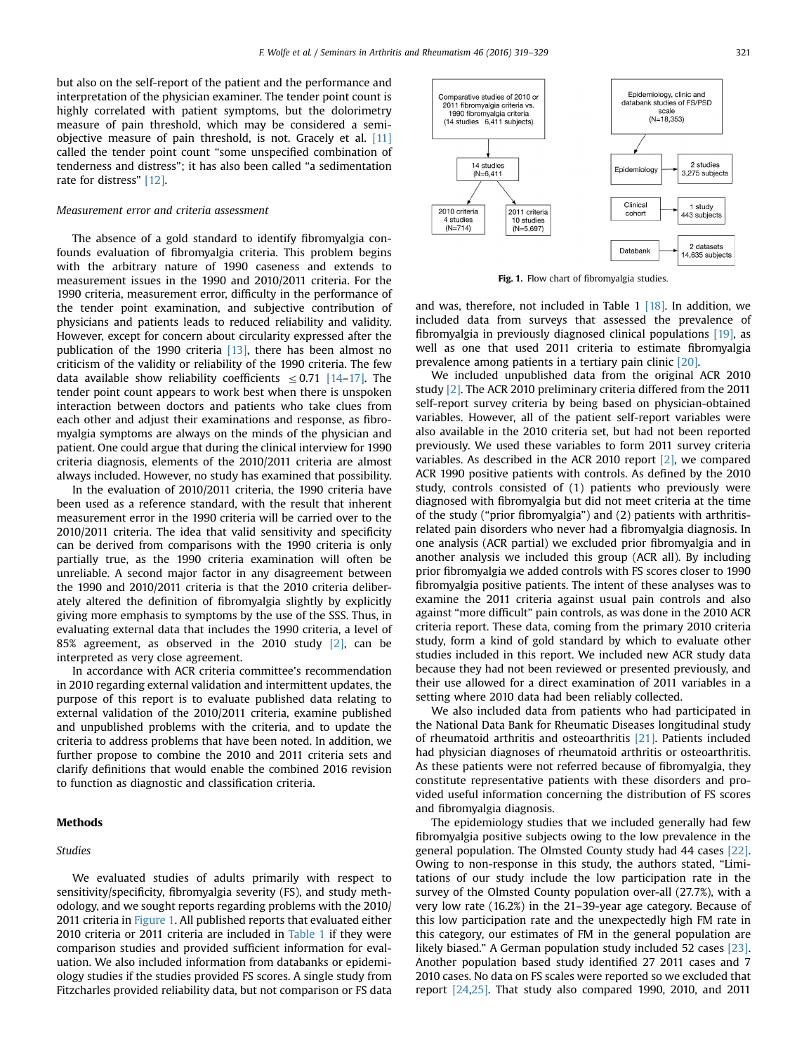but also on the self-report of the patient and the performance and interpretation of the physician examiner. The tender point count is highly correlated with patient symptoms, but the dolorimetry measure of pain threshold, which may be considered a semi-objective measure of pain threshold, is not. Gracely et al. [11] called the tender point count "some unspecified combination of tenderness and distress"; it has also been called "a sedimentation rate for distress" [12].

### Measurement error and criteria assessment

The absence of a gold standard to identify fibromyalgia confounds evaluation of fibromyalgia criteria. This problem begins with the arbitrary nature of 1990 caseness and extends to measurement issues in the 1990 and 2010/2011 criteria. For the 1990 criteria, measurement error, difficulty in the performance of the tender point examination, and subjective contribution of physicians and patients leads to reduced reliability and validity. However, except for concern about circularity expressed after the publication of the 1990 criteria [13], there has been almost no criticism of the validity or reliability of the 1990 criteria. The few data available show reliability coefficients $\leq 0.71$ [14–17]. The tender point count appears to work best when there is unspoken interaction between doctors and patients who take clues from each other and adjust their examinations and response, as fibromyalgia symptoms are always on the minds of the physician and patient. One could argue that during the clinical interview for 1990 criteria diagnosis, elements of the 2010/2011 criteria are almost always included. However, no study has examined that possibility.

In the evaluation of 2010/2011 criteria, the 1990 criteria have been used as a reference standard, with the result that inherent measurement error in the 1990 criteria will be carried over to the 2010/2011 criteria. The idea that valid sensitivity and specificity can be derived from comparisons with the 1990 criteria is only partially true, as the 1990 criteria examination will often be unreliable. A second major factor in any disagreement between the 1990 and 2010/2011 criteria is that the 2010 criteria deliberately altered the definition of fibromyalgia slightly by explicitly giving more emphasis to symptoms by the use of the SSS. Thus, in evaluating external data that includes the 1990 criteria, a level of 85% agreement, as observed in the 2010 study [2], can be interpreted as very close agreement.

In accordance with ACR criteria committee's recommendation in 2010 regarding external validation and intermittent updates, the purpose of this report is to evaluate published data relating to external validation of the 2010/2011 criteria, examine published and unpublished problems with the criteria, and to update the criteria to address problems that have been noted. In addition, we further propose to combine the 2010 and 2011 criteria sets and clarify definitions that would enable the combined 2016 revision to function as diagnostic and classification criteria.

## Methods

### Studies

We evaluated studies of adults primarily with respect to sensitivity/specificity, fibromyalgia severity (FS), and study methodology, and we sought reports regarding problems with the 2010/2011 criteria in Figure 1. All published reports that evaluated either 2010 criteria or 2011 criteria are included in Table 1 if they were comparison studies and provided sufficient information for evaluation. We also included information from databanks or epidemiology studies if the studies provided FS scores. A single study from Fitzcharles provided reliability data, but not comparison or FS data

Comparative studies of 2010 or 2011 fibromyalgia criteria vs. 1990 fibromyalgia criteria (14 studies 6,411 subjects) → 14 studies (N=6,411) → 2010 criteria 4 studies (N=714); 2011 criteria 10 studies (N=5,697)

Epidemiology, clinic and databank studies of FS/PSD scale (N=18,353) → Epidemiology: 2 studies 3,275 subjects; Clinical cohort: 1 study 443 subjects; Databank: 2 datasets 14,635 subjects

**Fig. 1.** Flow chart of fibromyalgia studies.

and was, therefore, not included in Table 1 [18]. In addition, we included data from surveys that assessed the prevalence of fibromyalgia in previously diagnosed clinical populations [19], as well as one that used 2011 criteria to estimate fibromyalgia prevalence among patients in a tertiary pain clinic [20].

We included unpublished data from the original ACR 2010 study [2]. The ACR 2010 preliminary criteria differed from the 2011 self-report survey criteria by being based on physician-obtained variables. However, all of the patient self-report variables were also available in the 2010 criteria set, but had not been reported previously. We used these variables to form 2011 survey criteria variables. As described in the ACR 2010 report [2], we compared ACR 1990 positive patients with controls. As defined by the 2010 study, controls consisted of (1) patients who previously were diagnosed with fibromyalgia but did not meet criteria at the time of the study ("prior fibromyalgia") and (2) patients with arthritis-related pain disorders who never had a fibromyalgia diagnosis. In one analysis (ACR partial) we excluded prior fibromyalgia and in another analysis we included this group (ACR all). By including prior fibromyalgia we added controls with FS scores closer to 1990 fibromyalgia positive patients. The intent of these analyses was to examine the 2011 criteria against usual pain controls and also against "more difficult" pain controls, as was done in the 2010 ACR criteria report. These data, coming from the primary 2010 criteria study, form a kind of gold standard by which to evaluate other studies included in this report. We included new ACR study data because they had not been reviewed or presented previously, and their use allowed for a direct examination of 2011 variables in a setting where 2010 data had been reliably collected.

We also included data from patients who had participated in the National Data Bank for Rheumatic Diseases longitudinal study of rheumatoid arthritis and osteoarthritis [21]. Patients included had physician diagnoses of rheumatoid arthritis or osteoarthritis. As these patients were not referred because of fibromyalgia, they constitute representative patients with these disorders and provided useful information concerning the distribution of FS scores and fibromyalgia diagnosis.

The epidemiology studies that we included generally had few fibromyalgia positive subjects owing to the low prevalence in the general population. The Olmsted County study had 44 cases [22]. Owing to non-response in this study, the authors stated, "Limitations of our study include the low participation rate in the survey of the Olmsted County population over-all (27.7%), with a very low rate (16.2%) in the 21–39-year age category. Because of this low participation rate and the unexpectedly high FM rate in this category, our estimates of FM in the general population are likely biased." A German population study included 52 cases [23]. Another population based study identified 27 2011 cases and 7 2010 cases. No data on FS scales were reported so we excluded that report [24,25]. That study also compared 1990, 2010, and 2011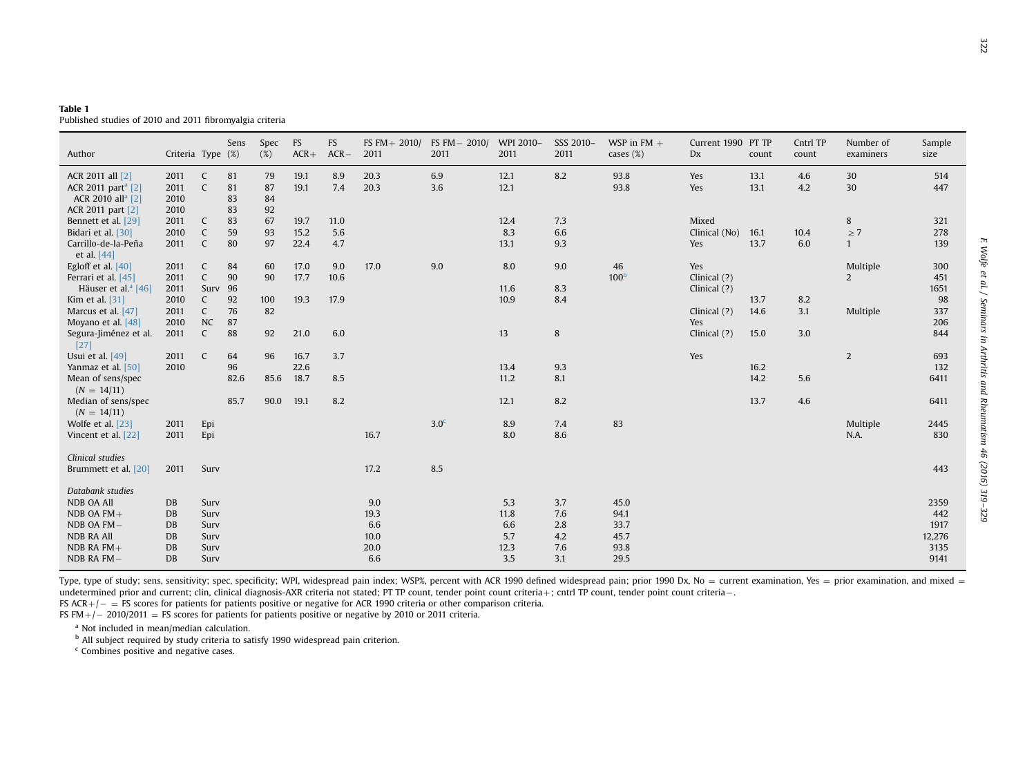**Table 1**
Published studies of 2010 and 2011 fibromyalgia criteria

| Author | Criteria | Type | Sens (%) | Spec (%) | FS ACR+ | FS ACR− | FS FM+ 2010/2011 | FS FM− 2010/2011 | WPI 2010–2011 | SSS 2010–2011 | WSP in FM + cases (%) | Current 1990 Dx | PT TP count | Cntrl TP count | Number of examiners | Sample size |
|---|---|---|---|---|---|---|---|---|---|---|---|---|---|---|---|---|
| ACR 2011 all [2] | 2011 | C | 81 | 79 | 19.1 | 8.9 | 20.3 | 6.9 | 12.1 | 8.2 | 93.8 | Yes | 13.1 | 4.6 | 30 | 514 |
| ACR 2011 part[a] [2] | 2011 | C | 81 | 87 | 19.1 | 7.4 | 20.3 | 3.6 | 12.1 | | 93.8 | Yes | 13.1 | 4.2 | 30 | 447 |
| ACR 2010 all[a] [2] | 2010 | | 83 | 84 | | | | | | | | | | | | |
| ACR 2011 part [2] | 2010 | | 83 | 92 | | | | | | | | | | | | |
| Bennett et al. [29] | 2011 | C | 83 | 67 | 19.7 | 11.0 | | | 12.4 | 7.3 | | Mixed | | | 8 | 321 |
| Bidari et al. [30] | 2010 | C | 59 | 93 | 15.2 | 5.6 | | | 8.3 | 6.6 | | Clinical (No) | 16.1 | 10.4 | ≥ 7 | 278 |
| Carrillo-de-la-Peña et al. [44] | 2011 | C | 80 | 97 | 22.4 | 4.7 | | | 13.1 | 9.3 | | Yes | 13.7 | 6.0 | 1 | 139 |
| Egloff et al. [40] | 2011 | C | 84 | 60 | 17.0 | 9.0 | 17.0 | 9.0 | 8.0 | 9.0 | 46 | Yes | | | Multiple | 300 |
| Ferrari et al. [45] | 2011 | C | 90 | 90 | 17.7 | 10.6 | | | | | 100[b] | Clinical (?) | | | 2 | 451 |
| Häuser et al.[a] [46] | 2011 | Surv | 96 | | | | | | 11.6 | 8.3 | | Clinical (?) | | | | 1651 |
| Kim et al. [31] | 2010 | C | 92 | 100 | 19.3 | 17.9 | | | 10.9 | 8.4 | | | 13.7 | 8.2 | | 98 |
| Marcus et al. [47] | 2011 | C | 76 | 82 | | | | | | | | Clinical (?) | 14.6 | 3.1 | Multiple | 337 |
| Moyano et al. [48] | 2010 | NC | 87 | | | | | | | | | Yes | | | | 206 |
| Segura-Jiménez et al. [27] | 2011 | C | 88 | 92 | 21.0 | 6.0 | | | 13 | 8 | | Clinical (?) | 15.0 | 3.0 | | 844 |
| Usui et al. [49] | 2011 | C | 64 | 96 | 16.7 | 3.7 | | | | | | Yes | | | 2 | 693 |
| Yanmaz et al. [50] | 2010 | | 96 | | 22.6 | | | | 13.4 | 9.3 | | | 16.2 | | | 132 |
| Mean of sens/spec ($N$ = 14/11) | | | 82.6 | 85.6 | 18.7 | 8.5 | | | 11.2 | 8.1 | | | 14.2 | 5.6 | | 6411 |
| Median of sens/spec ($N$ = 14/11) | | | 85.7 | 90.0 | 19.1 | 8.2 | | | 12.1 | 8.2 | | | 13.7 | 4.6 | | 6411 |
| Wolfe et al. [23] | 2011 | Epi | | | | | | 3.0[c] | 8.9 | 7.4 | 83 | | | | Multiple | 2445 |
| Vincent et al. [22] | 2011 | Epi | | | | | 16.7 | | 8.0 | 8.6 | | | | | N.A. | 830 |
| *Clinical studies* | | | | | | | | | | | | | | | | |
| Brummett et al. [20] | 2011 | Surv | | | | | 17.2 | 8.5 | | | | | | | | 443 |
| *Databank studies* | | | | | | | | | | | | | | | | |
| NDB OA All | DB | Surv | | | | | 9.0 | | 5.3 | 3.7 | 45.0 | | | | | 2359 |
| NDB OA FM+ | DB | Surv | | | | | 19.3 | | 11.8 | 7.6 | 94.1 | | | | | 442 |
| NDB OA FM− | DB | Surv | | | | | 6.6 | | 6.6 | 2.8 | 33.7 | | | | | 1917 |
| NDB RA All | DB | Surv | | | | | 10.0 | | 5.7 | 4.2 | 45.7 | | | | | 12,276 |
| NDB RA FM+ | DB | Surv | | | | | 20.0 | | 12.3 | 7.6 | 93.8 | | | | | 3135 |
| NDB RA FM− | DB | Surv | | | | | 6.6 | | 3.5 | 3.1 | 29.5 | | | | | 9141 |

Type, type of study; sens, sensitivity; spec, specificity; WPI, widespread pain index; WSP%, percent with ACR 1990 defined widespread pain; prior 1990 Dx, No = current examination, Yes = prior examination, and mixed = undetermined prior and current; clin, clinical diagnosis-AXR criteria not stated; PT TP count, tender point count criteria+; cntrl TP count, tender point count criteria−.

FS ACR+/− = FS scores for patients for patients positive or negative for ACR 1990 criteria or other comparison criteria.

FS FM+/− 2010/2011 = FS scores for patients for patients positive or negative by 2010 or 2011 criteria.

[a] Not included in mean/median calculation.

[b] All subject required by study criteria to satisfy 1990 widespread pain criterion.

[c] Combines positive and negative cases.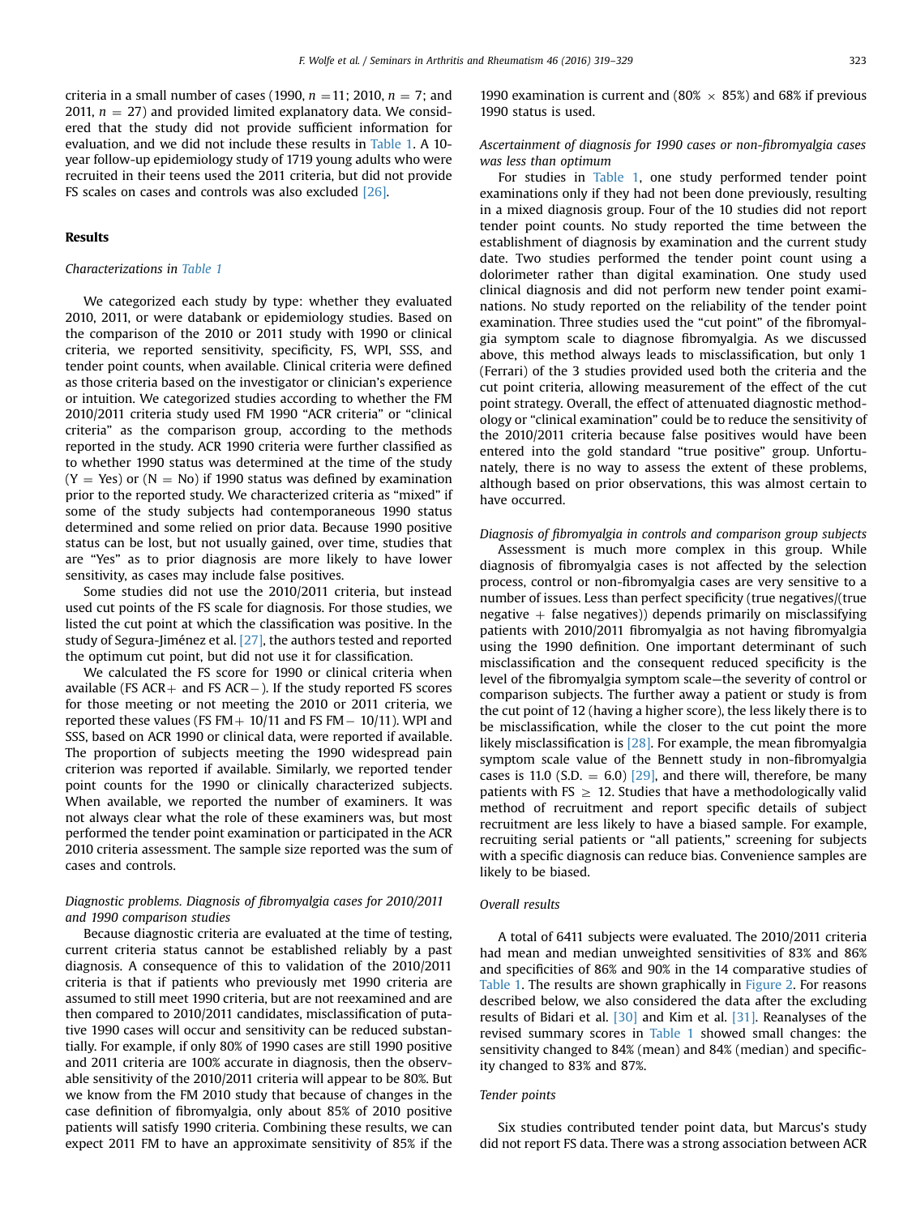criteria in a small number of cases (1990, $n = 11$; 2010, $n = 7$; and 2011, $n = 27$) and provided limited explanatory data. We considered that the study did not provide sufficient information for evaluation, and we did not include these results in Table 1. A 10-year follow-up epidemiology study of 1719 young adults who were recruited in their teens used the 2011 criteria, but did not provide FS scales on cases and controls was also excluded [26].

## Results

### *Characterizations in Table 1*

We categorized each study by type: whether they evaluated 2010, 2011, or were databank or epidemiology studies. Based on the comparison of the 2010 or 2011 study with 1990 or clinical criteria, we reported sensitivity, specificity, FS, WPI, SSS, and tender point counts, when available. Clinical criteria were defined as those criteria based on the investigator or clinician's experience or intuition. We categorized studies according to whether the FM 2010/2011 criteria study used FM 1990 "ACR criteria" or "clinical criteria" as the comparison group, according to the methods reported in the study. ACR 1990 criteria were further classified as to whether 1990 status was determined at the time of the study (Y = Yes) or (N = No) if 1990 status was defined by examination prior to the reported study. We characterized criteria as "mixed" if some of the study subjects had contemporaneous 1990 status determined and some relied on prior data. Because 1990 positive status can be lost, but not usually gained, over time, studies that are "Yes" as to prior diagnosis are more likely to have lower sensitivity, as cases may include false positives.

Some studies did not use the 2010/2011 criteria, but instead used cut points of the FS scale for diagnosis. For those studies, we listed the cut point at which the classification was positive. In the study of Segura-Jiménez et al. [27], the authors tested and reported the optimum cut point, but did not use it for classification.

We calculated the FS score for 1990 or clinical criteria when available (FS ACR+ and FS ACR−). If the study reported FS scores for those meeting or not meeting the 2010 or 2011 criteria, we reported these values (FS FM+ 10/11 and FS FM− 10/11). WPI and SSS, based on ACR 1990 or clinical data, were reported if available. The proportion of subjects meeting the 1990 widespread pain criterion was reported if available. Similarly, we reported tender point counts for the 1990 or clinically characterized subjects. When available, we reported the number of examiners. It was not always clear what the role of these examiners was, but most performed the tender point examination or participated in the ACR 2010 criteria assessment. The sample size reported was the sum of cases and controls.

### *Diagnostic problems. Diagnosis of fibromyalgia cases for 2010/2011 and 1990 comparison studies*

Because diagnostic criteria are evaluated at the time of testing, current criteria status cannot be established reliably by a past diagnosis. A consequence of this to validation of the 2010/2011 criteria is that if patients who previously met 1990 criteria are assumed to still meet 1990 criteria, but are not reexamined and are then compared to 2010/2011 candidates, misclassification of putative 1990 cases will occur and sensitivity can be reduced substantially. For example, if only 80% of 1990 cases are still 1990 positive and 2011 criteria are 100% accurate in diagnosis, then the observable sensitivity of the 2010/2011 criteria will appear to be 80%. But we know from the FM 2010 study that because of changes in the case definition of fibromyalgia, only about 85% of 2010 positive patients will satisfy 1990 criteria. Combining these results, we can expect 2011 FM to have an approximate sensitivity of 85% if the 1990 examination is current and (80% × 85%) and 68% if previous 1990 status is used.

### *Ascertainment of diagnosis for 1990 cases or non-fibromyalgia cases was less than optimum*

For studies in Table 1, one study performed tender point examinations only if they had not been done previously, resulting in a mixed diagnosis group. Four of the 10 studies did not report tender point counts. No study reported the time between the establishment of diagnosis by examination and the current study date. Two studies performed the tender point count using a dolorimeter rather than digital examination. One study used clinical diagnosis and did not perform new tender point examinations. No study reported on the reliability of the tender point examination. Three studies used the "cut point" of the fibromyalgia symptom scale to diagnose fibromyalgia. As we discussed above, this method always leads to misclassification, but only 1 (Ferrari) of the 3 studies provided used both the criteria and the cut point criteria, allowing measurement of the effect of the cut point strategy. Overall, the effect of attenuated diagnostic methodology or "clinical examination" could be to reduce the sensitivity of the 2010/2011 criteria because false positives would have been entered into the gold standard "true positive" group. Unfortunately, there is no way to assess the extent of these problems, although based on prior observations, this was almost certain to have occurred.

### *Diagnosis of fibromyalgia in controls and comparison group subjects*

Assessment is much more complex in this group. While diagnosis of fibromyalgia cases is not affected by the selection process, control or non-fibromyalgia cases are very sensitive to a number of issues. Less than perfect specificity (true negatives/(true negative + false negatives)) depends primarily on misclassifying patients with 2010/2011 fibromyalgia as not having fibromyalgia using the 1990 definition. One important determinant of such misclassification and the consequent reduced specificity is the level of the fibromyalgia symptom scale—the severity of control or comparison subjects. The further away a patient or study is from the cut point of 12 (having a higher score), the less likely there is to be misclassification, while the closer to the cut point the more likely misclassification is [28]. For example, the mean fibromyalgia symptom scale value of the Bennett study in non-fibromyalgia cases is 11.0 (S.D. = 6.0) [29], and there will, therefore, be many patients with FS ≥ 12. Studies that have a methodologically valid method of recruitment and report specific details of subject recruitment are less likely to have a biased sample. For example, recruiting serial patients or "all patients," screening for subjects with a specific diagnosis can reduce bias. Convenience samples are likely to be biased.

### *Overall results*

A total of 6411 subjects were evaluated. The 2010/2011 criteria had mean and median unweighted sensitivities of 83% and 86% and specificities of 86% and 90% in the 14 comparative studies of Table 1. The results are shown graphically in Figure 2. For reasons described below, we also considered the data after the excluding results of Bidari et al. [30] and Kim et al. [31]. Reanalyses of the revised summary scores in Table 1 showed small changes: the sensitivity changed to 84% (mean) and 84% (median) and specificity changed to 83% and 87%.

### *Tender points*

Six studies contributed tender point data, but Marcus's study did not report FS data. There was a strong association between ACR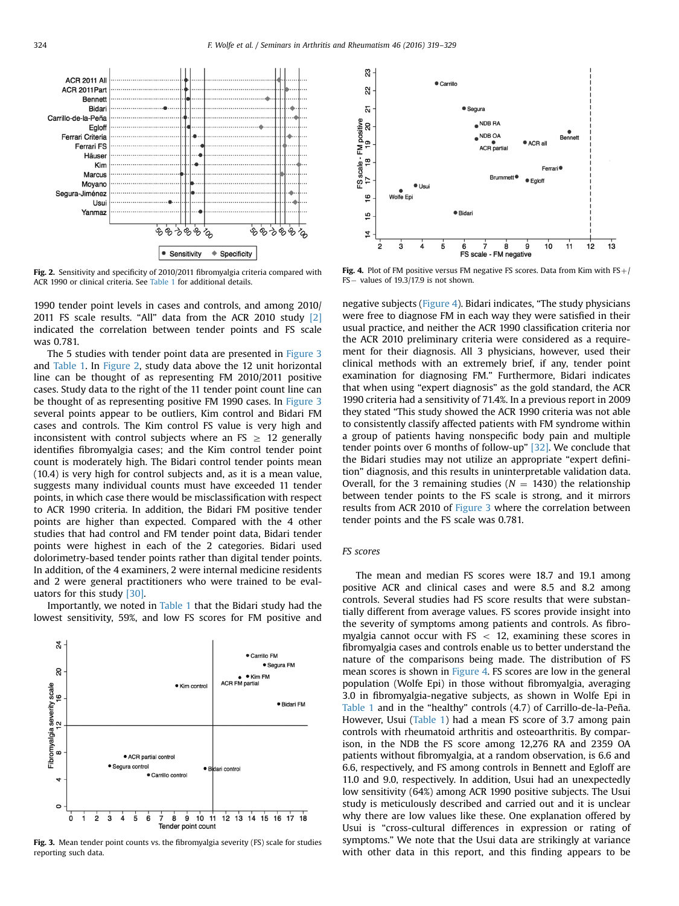Fig. 2. Sensitivity and specificity of 2010/2011 fibromyalgia criteria compared with ACR 1990 or clinical criteria. See Table 1 for additional details.

1990 tender point levels in cases and controls, and among 2010/2011 FS scale results. "All" data from the ACR 2010 study [2] indicated the correlation between tender points and FS scale was 0.781.

The 5 studies with tender point data are presented in Figure 3 and Table 1. In Figure 2, study data above the 12 unit horizontal line can be thought of as representing FM 2010/2011 positive cases. Study data to the right of the 11 tender point count line can be thought of as representing positive FM 1990 cases. In Figure 3 several points appear to be outliers, Kim control and Bidari FM cases and controls. The Kim control FS value is very high and inconsistent with control subjects where an FS $\geq$ 12 generally identifies fibromyalgia cases; and the Kim control tender point count is moderately high. The Bidari control tender points mean (10.4) is very high for control subjects and, as it is a mean value, suggests many individual counts must have exceeded 11 tender points, in which case there would be misclassification with respect to ACR 1990 criteria. In addition, the Bidari FM positive tender points are higher than expected. Compared with the 4 other studies that had control and FM tender point data, Bidari tender points were highest in each of the 2 categories. Bidari used dolorimetry-based tender points rather than digital tender points. In addition, of the 4 examiners, 2 were internal medicine residents and 2 were general practitioners who were trained to be evaluators for this study [30].

Importantly, we noted in Table 1 that the Bidari study had the lowest sensitivity, 59%, and low FS scores for FM positive and

Fig. 3. Mean tender point counts vs. the fibromyalgia severity (FS) scale for studies reporting such data.

Fig. 4. Plot of FM positive versus FM negative FS scores. Data from Kim with FS+/FS− values of 19.3/17.9 is not shown.

negative subjects (Figure 4). Bidari indicates, "The study physicians were free to diagnose FM in each way they were satisfied in their usual practice, and neither the ACR 1990 classification criteria nor the ACR 2010 preliminary criteria were considered as a requirement for their diagnosis. All 3 physicians, however, used their clinical methods with an extremely brief, if any, tender point examination for diagnosing FM." Furthermore, Bidari indicates that when using "expert diagnosis" as the gold standard, the ACR 1990 criteria had a sensitivity of 71.4%. In a previous report in 2009 they stated "This study showed the ACR 1990 criteria was not able to consistently classify affected patients with FM syndrome within a group of patients having nonspecific body pain and multiple tender points over 6 months of follow-up" [32]. We conclude that the Bidari studies may not utilize an appropriate "expert definition" diagnosis, and this results in uninterpretable validation data. Overall, for the 3 remaining studies ($N$ = 1430) the relationship between tender points to the FS scale is strong, and it mirrors results from ACR 2010 of Figure 3 where the correlation between tender points and the FS scale was 0.781.

### FS scores

The mean and median FS scores were 18.7 and 19.1 among positive ACR and clinical cases and were 8.5 and 8.2 among controls. Several studies had FS score results that were substantially different from average values. FS scores provide insight into the severity of symptoms among patients and controls. As fibromyalgia cannot occur with FS $<$ 12, examining these scores in fibromyalgia cases and controls enable us to better understand the nature of the comparisons being made. The distribution of FS mean scores is shown in Figure 4. FS scores are low in the general population (Wolfe Epi) in those without fibromyalgia, averaging 3.0 in fibromyalgia-negative subjects, as shown in Wolfe Epi in Table 1 and in the "healthy" controls (4.7) of Carrillo-de-la-Peña. However, Usui (Table 1) had a mean FS score of 3.7 among pain controls with rheumatoid arthritis and osteoarthritis. By comparison, in the NDB the FS score among 12,276 RA and 2359 OA patients without fibromyalgia, at a random observation, is 6.6 and 6.6, respectively, and FS among controls in Bennett and Egloff are 11.0 and 9.0, respectively. In addition, Usui had an unexpectedly low sensitivity (64%) among ACR 1990 positive subjects. The Usui study is meticulously described and carried out and it is unclear why there are low values like these. One explanation offered by Usui is "cross-cultural differences in expression or rating of symptoms." We note that the Usui data are strikingly at variance with other data in this report, and this finding appears to be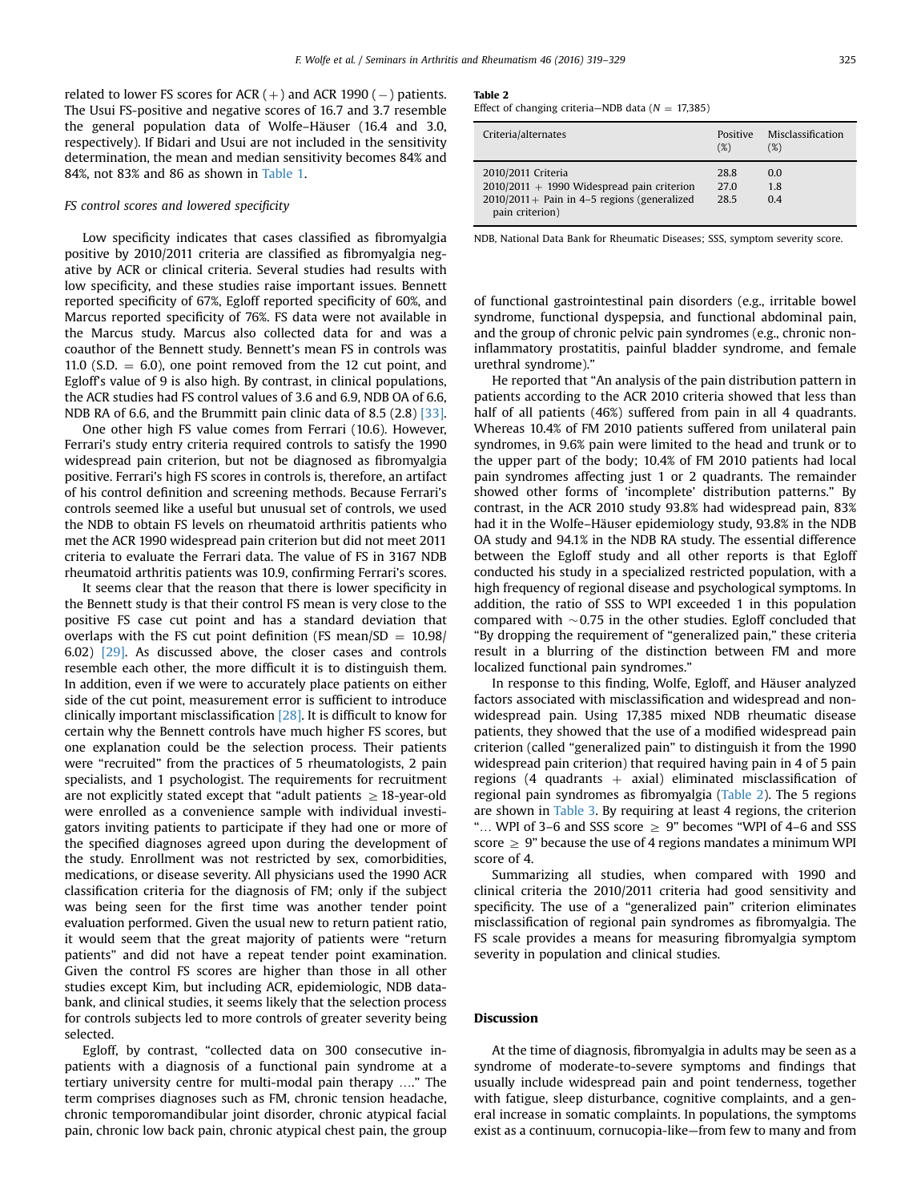related to lower FS scores for ACR (+) and ACR 1990 (−) patients. The Usui FS-positive and negative scores of 16.7 and 3.7 resemble the general population data of Wolfe–Häuser (16.4 and 3.0, respectively). If Bidari and Usui are not included in the sensitivity determination, the mean and median sensitivity becomes 84% and 84%, not 83% and 86 as shown in Table 1.

### FS control scores and lowered specificity

Low specificity indicates that cases classified as fibromyalgia positive by 2010/2011 criteria are classified as fibromyalgia negative by ACR or clinical criteria. Several studies had results with low specificity, and these studies raise important issues. Bennett reported specificity of 67%, Egloff reported specificity of 60%, and Marcus reported specificity of 76%. FS data were not available in the Marcus study. Marcus also collected data for and was a coauthor of the Bennett study. Bennett's mean FS in controls was 11.0 (S.D. = 6.0), one point removed from the 12 cut point, and Egloff's value of 9 is also high. By contrast, in clinical populations, the ACR studies had FS control values of 3.6 and 6.9, NDB OA of 6.6, NDB RA of 6.6, and the Brummitt pain clinic data of 8.5 (2.8) [33].

One other high FS value comes from Ferrari (10.6). However, Ferrari's study entry criteria required controls to satisfy the 1990 widespread pain criterion, but not be diagnosed as fibromyalgia positive. Ferrari's high FS scores in controls is, therefore, an artifact of his control definition and screening methods. Because Ferrari's controls seemed like a useful but unusual set of controls, we used the NDB to obtain FS levels on rheumatoid arthritis patients who met the ACR 1990 widespread pain criterion but did not meet 2011 criteria to evaluate the Ferrari data. The value of FS in 3167 NDB rheumatoid arthritis patients was 10.9, confirming Ferrari's scores.

It seems clear that the reason that there is lower specificity in the Bennett study is that their control FS mean is very close to the positive FS case cut point and has a standard deviation that overlaps with the FS cut point definition (FS mean/SD = 10.98/6.02) [29]. As discussed above, the closer cases and controls resemble each other, the more difficult it is to distinguish them. In addition, even if we were to accurately place patients on either side of the cut point, measurement error is sufficient to introduce clinically important misclassification [28]. It is difficult to know for certain why the Bennett controls have much higher FS scores, but one explanation could be the selection process. Their patients were "recruited" from the practices of 5 rheumatologists, 2 pain specialists, and 1 psychologist. The requirements for recruitment are not explicitly stated except that "adult patients ≥ 18-year-old were enrolled as a convenience sample with individual investigators inviting patients to participate if they had one or more of the specified diagnoses agreed upon during the development of the study. Enrollment was not restricted by sex, comorbidities, medications, or disease severity. All physicians used the 1990 ACR classification criteria for the diagnosis of FM; only if the subject was being seen for the first time was another tender point evaluation performed. Given the usual new to return patient ratio, it would seem that the great majority of patients were "return patients" and did not have a repeat tender point examination. Given the control FS scores are higher than those in all other studies except Kim, but including ACR, epidemiologic, NDB databank, and clinical studies, it seems likely that the selection process for controls subjects led to more controls of greater severity being selected.

Egloff, by contrast, "collected data on 300 consecutive inpatients with a diagnosis of a functional pain syndrome at a tertiary university centre for multi-modal pain therapy …." The term comprises diagnoses such as FM, chronic tension headache, chronic temporomandibular joint disorder, chronic atypical facial pain, chronic low back pain, chronic atypical chest pain, the group of functional gastrointestinal pain disorders (e.g., irritable bowel syndrome, functional dyspepsia, and functional abdominal pain, and the group of chronic pelvic pain syndromes (e.g., chronic non-inflammatory prostatitis, painful bladder syndrome, and female urethral syndrome)."

He reported that "An analysis of the pain distribution pattern in patients according to the ACR 2010 criteria showed that less than half of all patients (46%) suffered from pain in all 4 quadrants. Whereas 10.4% of FM 2010 patients suffered from unilateral pain syndromes, in 9.6% pain were limited to the head and trunk or to the upper part of the body; 10.4% of FM 2010 patients had local pain syndromes affecting just 1 or 2 quadrants. The remainder showed other forms of 'incomplete' distribution patterns." By contrast, in the ACR 2010 study 93.8% had widespread pain, 83% had it in the Wolfe–Häuser epidemiology study, 93.8% in the NDB OA study and 94.1% in the NDB RA study. The essential difference between the Egloff study and all other reports is that Egloff conducted his study in a specialized restricted population, with a high frequency of regional disease and psychological symptoms. In addition, the ratio of SSS to WPI exceeded 1 in this population compared with ~0.75 in the other studies. Egloff concluded that "By dropping the requirement of "generalized pain," these criteria result in a blurring of the distinction between FM and more localized functional pain syndromes."

In response to this finding, Wolfe, Egloff, and Häuser analyzed factors associated with misclassification and widespread and non-widespread pain. Using 17,385 mixed NDB rheumatic disease patients, they showed that the use of a modified widespread pain criterion (called "generalized pain" to distinguish it from the 1990 widespread pain criterion) that required having pain in 4 of 5 pain regions (4 quadrants + axial) eliminated misclassification of regional pain syndromes as fibromyalgia (Table 2). The 5 regions are shown in Table 3. By requiring at least 4 regions, the criterion "… WPI of 3–6 and SSS score ≥ 9" becomes "WPI of 4–6 and SSS score ≥ 9" because the use of 4 regions mandates a minimum WPI score of 4.

Summarizing all studies, when compared with 1990 and clinical criteria the 2010/2011 criteria had good sensitivity and specificity. The use of a "generalized pain" criterion eliminates misclassification of regional pain syndromes as fibromyalgia. The FS scale provides a means for measuring fibromyalgia symptom severity in population and clinical studies.

**Table 2**
Effect of changing criteria—NDB data (N = 17,385)

| Criteria/alternates | Positive (%) | Misclassification (%) |
|---|---|---|
| 2010/2011 Criteria | 28.8 | 0.0 |
| 2010/2011 + 1990 Widespread pain criterion | 27.0 | 1.8 |
| 2010/2011+ Pain in 4–5 regions (generalized pain criterion) | 28.5 | 0.4 |

NDB, National Data Bank for Rheumatic Diseases; SSS, symptom severity score.

## Discussion

At the time of diagnosis, fibromyalgia in adults may be seen as a syndrome of moderate-to-severe symptoms and findings that usually include widespread pain and point tenderness, together with fatigue, sleep disturbance, cognitive complaints, and a general increase in somatic complaints. In populations, the symptoms exist as a continuum, cornucopia-like—from few to many and from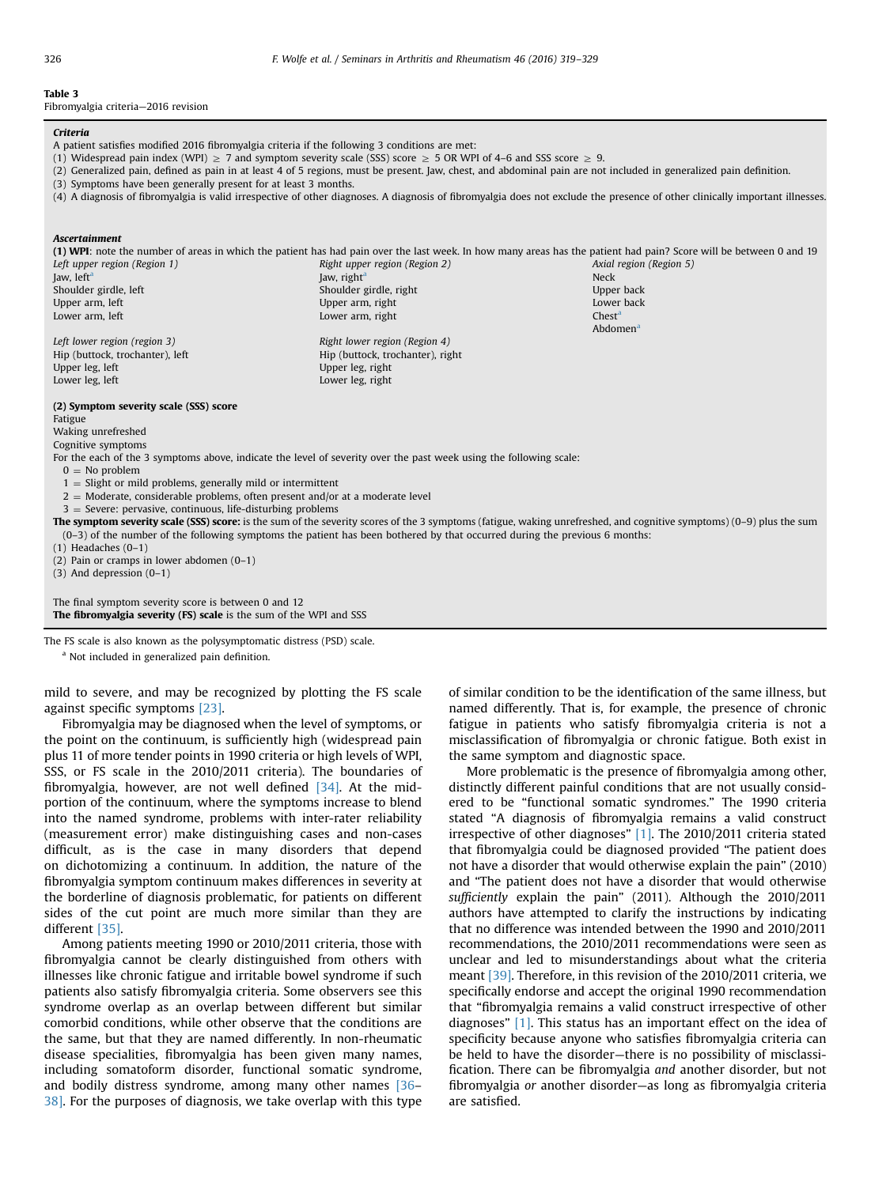**Table 3**
Fibromyalgia criteria—2016 revision

***Criteria***

A patient satisfies modified 2016 fibromyalgia criteria if the following 3 conditions are met:

(1) Widespread pain index (WPI) ≥ 7 and symptom severity scale (SSS) score ≥ 5 OR WPI of 4–6 and SSS score ≥ 9.
(2) Generalized pain, defined as pain in at least 4 of 5 regions, must be present. Jaw, chest, and abdominal pain are not included in generalized pain definition.
(3) Symptoms have been generally present for at least 3 months.
(4) A diagnosis of fibromyalgia is valid irrespective of other diagnoses. A diagnosis of fibromyalgia does not exclude the presence of other clinically important illnesses.

***Ascertainment***

**(1) WPI**: note the number of areas in which the patient has had pain over the last week. In how many areas has the patient had pain? Score will be between 0 and 19

| *Left upper region (Region 1)* | *Right upper region (Region 2)* | *Axial region (Region 5)* |
|---|---|---|
| Jaw, left[a] | Jaw, right[a] | Neck |
| Shoulder girdle, left | Shoulder girdle, right | Upper back |
| Upper arm, left | Upper arm, right | Lower back |
| Lower arm, left | Lower arm, right | Chest[a] |
| | | Abdomen[a] |
| *Left lower region (region 3)* | *Right lower region (Region 4)* | |
| Hip (buttock, trochanter), left | Hip (buttock, trochanter), right | |
| Upper leg, left | Upper leg, right | |
| Lower leg, left | Lower leg, right | |

**(2) Symptom severity scale (SSS) score**

Fatigue
Waking unrefreshed
Cognitive symptoms

For the each of the 3 symptoms above, indicate the level of severity over the past week using the following scale:

0 = No problem
1 = Slight or mild problems, generally mild or intermittent
2 = Moderate, considerable problems, often present and/or at a moderate level
3 = Severe: pervasive, continuous, life-disturbing problems

**The symptom severity scale (SSS) score:** is the sum of the severity scores of the 3 symptoms (fatigue, waking unrefreshed, and cognitive symptoms) (0–9) plus the sum (0–3) of the number of the following symptoms the patient has been bothered by that occurred during the previous 6 months:

(1) Headaches (0–1)
(2) Pain or cramps in lower abdomen (0–1)
(3) And depression (0–1)

The final symptom severity score is between 0 and 12
**The fibromyalgia severity (FS) scale** is the sum of the WPI and SSS

The FS scale is also known as the polysymptomatic distress (PSD) scale.

[a] Not included in generalized pain definition.

mild to severe, and may be recognized by plotting the FS scale against specific symptoms [23].

Fibromyalgia may be diagnosed when the level of symptoms, or the point on the continuum, is sufficiently high (widespread pain plus 11 of more tender points in 1990 criteria or high levels of WPI, SSS, or FS scale in the 2010/2011 criteria). The boundaries of fibromyalgia, however, are not well defined [34]. At the mid-portion of the continuum, where the symptoms increase to blend into the named syndrome, problems with inter-rater reliability (measurement error) make distinguishing cases and non-cases difficult, as is the case in many disorders that depend on dichotomizing a continuum. In addition, the nature of the fibromyalgia symptom continuum makes differences in severity at the borderline of diagnosis problematic, for patients on different sides of the cut point are much more similar than they are different [35].

Among patients meeting 1990 or 2010/2011 criteria, those with fibromyalgia cannot be clearly distinguished from others with illnesses like chronic fatigue and irritable bowel syndrome if such patients also satisfy fibromyalgia criteria. Some observers see this syndrome overlap as an overlap between different but similar comorbid conditions, while other observe that the conditions are the same, but that they are named differently. In non-rheumatic disease specialities, fibromyalgia has been given many names, including somatoform disorder, functional somatic syndrome, and bodily distress syndrome, among many other names [36–38]. For the purposes of diagnosis, we take overlap with this type of similar condition to be the identification of the same illness, but named differently. That is, for example, the presence of chronic fatigue in patients who satisfy fibromyalgia criteria is not a misclassification of fibromyalgia or chronic fatigue. Both exist in the same symptom and diagnostic space.

More problematic is the presence of fibromyalgia among other, distinctly different painful conditions that are not usually considered to be "functional somatic syndromes." The 1990 criteria stated "A diagnosis of fibromyalgia remains a valid construct irrespective of other diagnoses" [1]. The 2010/2011 criteria stated that fibromyalgia could be diagnosed provided "The patient does not have a disorder that would otherwise explain the pain" (2010) and "The patient does not have a disorder that would otherwise *sufficiently* explain the pain" (2011). Although the 2010/2011 authors have attempted to clarify the instructions by indicating that no difference was intended between the 1990 and 2010/2011 recommendations, the 2010/2011 recommendations were seen as unclear and led to misunderstandings about what the criteria meant [39]. Therefore, in this revision of the 2010/2011 criteria, we specifically endorse and accept the original 1990 recommendation that "fibromyalgia remains a valid construct irrespective of other diagnoses" [1]. This status has an important effect on the idea of specificity because anyone who satisfies fibromyalgia criteria can be held to have the disorder—there is no possibility of misclassification. There can be fibromyalgia *and* another disorder, but not fibromyalgia *or* another disorder—as long as fibromyalgia criteria are satisfied.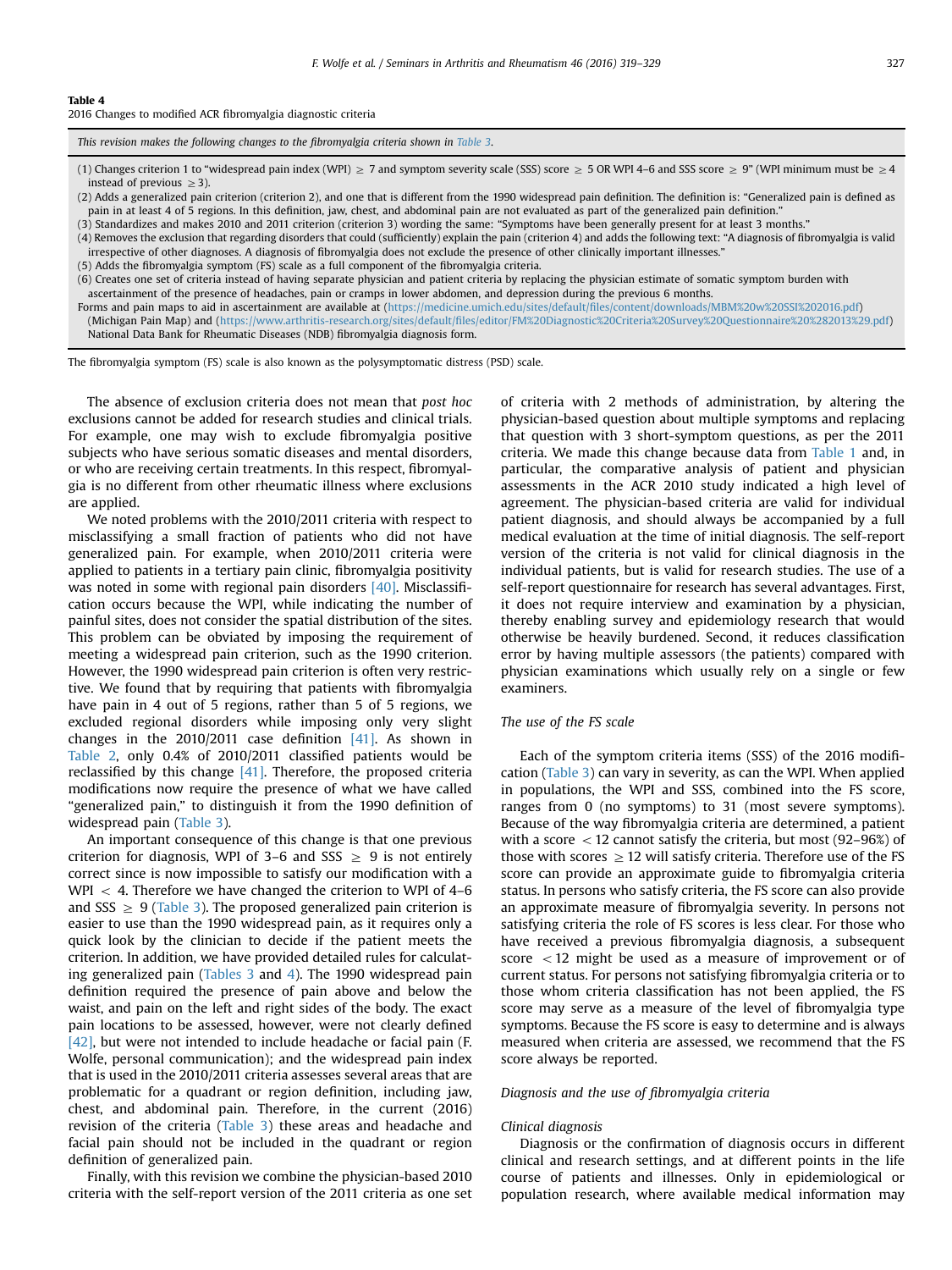**Table 4**
2016 Changes to modified ACR fibromyalgia diagnostic criteria

| This revision makes the following changes to the fibromyalgia criteria shown in Table 3. |
| --- |
| (1) Changes criterion 1 to "widespread pain index (WPI) ≥ 7 and symptom severity scale (SSS) score ≥ 5 OR WPI 4–6 and SSS score ≥ 9" (WPI minimum must be ≥ 4 instead of previous ≥ 3). |
| (2) Adds a generalized pain criterion (criterion 2), and one that is different from the 1990 widespread pain definition. The definition is: "Generalized pain is defined as pain in at least 4 of 5 regions. In this definition, jaw, chest, and abdominal pain are not evaluated as part of the generalized pain definition." |
| (3) Standardizes and makes 2010 and 2011 criterion (criterion 3) wording the same: "Symptoms have been generally present for at least 3 months." |
| (4) Removes the exclusion that regarding disorders that could (sufficiently) explain the pain (criterion 4) and adds the following text: "A diagnosis of fibromyalgia is valid irrespective of other diagnoses. A diagnosis of fibromyalgia does not exclude the presence of other clinically important illnesses." |
| (5) Adds the fibromyalgia symptom (FS) scale as a full component of the fibromyalgia criteria. |
| (6) Creates one set of criteria instead of having separate physician and patient criteria by replacing the physician estimate of somatic symptom burden with ascertainment of the presence of headaches, pain or cramps in lower abdomen, and depression during the previous 6 months. |
| Forms and pain maps to aid in ascertainment are available at (https://medicine.umich.edu/sites/default/files/content/downloads/MBM%20w%20SSI%202016.pdf) (Michigan Pain Map) and (https://www.arthritis-research.org/sites/default/files/editor/FM%20Diagnostic%20Criteria%20Survey%20Questionnaire%20%282013%29.pdf) National Data Bank for Rheumatic Diseases (NDB) fibromyalgia diagnosis form. |

The fibromyalgia symptom (FS) scale is also known as the polysymptomatic distress (PSD) scale.

The absence of exclusion criteria does not mean that *post hoc* exclusions cannot be added for research studies and clinical trials. For example, one may wish to exclude fibromyalgia positive subjects who have serious somatic diseases and mental disorders, or who are receiving certain treatments. In this respect, fibromyalgia is no different from other rheumatic illness where exclusions are applied.

We noted problems with the 2010/2011 criteria with respect to misclassifying a small fraction of patients who did not have generalized pain. For example, when 2010/2011 criteria were applied to patients in a tertiary pain clinic, fibromyalgia positivity was noted in some with regional pain disorders [40]. Misclassification occurs because the WPI, while indicating the number of painful sites, does not consider the spatial distribution of the sites. This problem can be obviated by imposing the requirement of meeting a widespread pain criterion, such as the 1990 criterion. However, the 1990 widespread pain criterion is often very restrictive. We found that by requiring that patients with fibromyalgia have pain in 4 out of 5 regions, rather than 5 of 5 regions, we excluded regional disorders while imposing only very slight changes in the 2010/2011 case definition [41]. As shown in Table 2, only 0.4% of 2010/2011 classified patients would be reclassified by this change [41]. Therefore, the proposed criteria modifications now require the presence of what we have called "generalized pain," to distinguish it from the 1990 definition of widespread pain (Table 3).

An important consequence of this change is that one previous criterion for diagnosis, WPI of 3–6 and SSS ≥ 9 is not entirely correct since is now impossible to satisfy our modification with a WPI < 4. Therefore we have changed the criterion to WPI of 4–6 and SSS ≥ 9 (Table 3). The proposed generalized pain criterion is easier to use than the 1990 widespread pain, as it requires only a quick look by the clinician to decide if the patient meets the criterion. In addition, we have provided detailed rules for calculating generalized pain (Tables 3 and 4). The 1990 widespread pain definition required the presence of pain above and below the waist, and pain on the left and right sides of the body. The exact pain locations to be assessed, however, were not clearly defined [42], but were not intended to include headache or facial pain (F. Wolfe, personal communication); and the widespread pain index that is used in the 2010/2011 criteria assesses several areas that are problematic for a quadrant or region definition, including jaw, chest, and abdominal pain. Therefore, in the current (2016) revision of the criteria (Table 3) these areas and headache and facial pain should not be included in the quadrant or region definition of generalized pain.

Finally, with this revision we combine the physician-based 2010 criteria with the self-report version of the 2011 criteria as one set of criteria with 2 methods of administration, by altering the physician-based question about multiple symptoms and replacing that question with 3 short-symptom questions, as per the 2011 criteria. We made this change because data from Table 1 and, in particular, the comparative analysis of patient and physician assessments in the ACR 2010 study indicated a high level of agreement. The physician-based criteria are valid for individual patient diagnosis, and should always be accompanied by a full medical evaluation at the time of initial diagnosis. The self-report version of the criteria is not valid for clinical diagnosis in the individual patients, but is valid for research studies. The use of a self-report questionnaire for research has several advantages. First, it does not require interview and examination by a physician, thereby enabling survey and epidemiology research that would otherwise be heavily burdened. Second, it reduces classification error by having multiple assessors (the patients) compared with physician examinations which usually rely on a single or few examiners.

### *The use of the FS scale*

Each of the symptom criteria items (SSS) of the 2016 modification (Table 3) can vary in severity, as can the WPI. When applied in populations, the WPI and SSS, combined into the FS score, ranges from 0 (no symptoms) to 31 (most severe symptoms). Because of the way fibromyalgia criteria are determined, a patient with a score < 12 cannot satisfy the criteria, but most (92–96%) of those with scores ≥ 12 will satisfy criteria. Therefore use of the FS score can provide an approximate guide to fibromyalgia criteria status. In persons who satisfy criteria, the FS score can also provide an approximate measure of fibromyalgia severity. In persons not satisfying criteria the role of FS scores is less clear. For those who have received a previous fibromyalgia diagnosis, a subsequent score < 12 might be used as a measure of improvement or of current status. For persons not satisfying fibromyalgia criteria or to those whom criteria classification has not been applied, the FS score may serve as a measure of the level of fibromyalgia type symptoms. Because the FS score is easy to determine and is always measured when criteria are assessed, we recommend that the FS score always be reported.

### *Diagnosis and the use of fibromyalgia criteria*

#### *Clinical diagnosis*

Diagnosis or the confirmation of diagnosis occurs in different clinical and research settings, and at different points in the life course of patients and illnesses. Only in epidemiological or population research, where available medical information may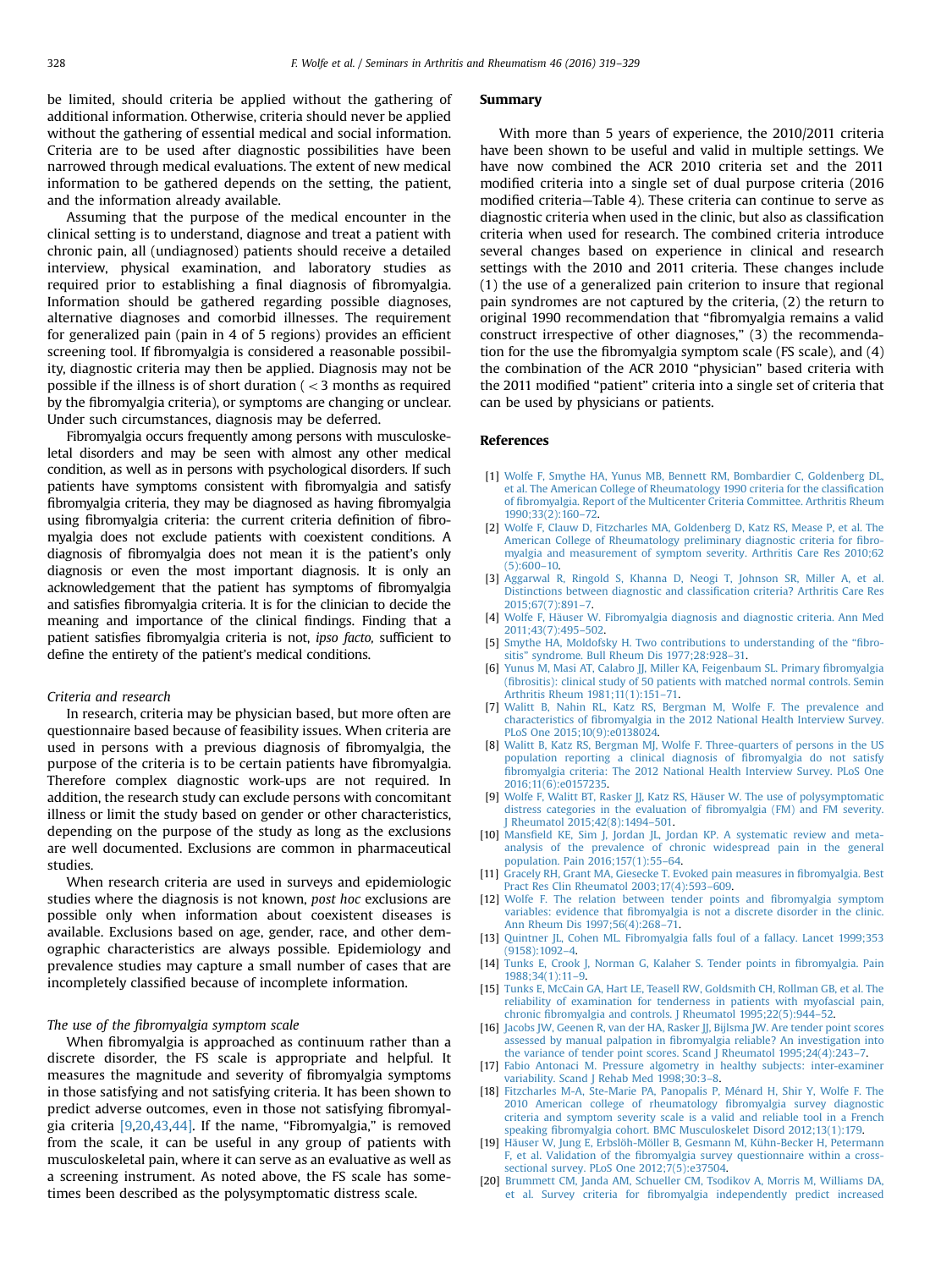be limited, should criteria be applied without the gathering of additional information. Otherwise, criteria should never be applied without the gathering of essential medical and social information. Criteria are to be used after diagnostic possibilities have been narrowed through medical evaluations. The extent of new medical information to be gathered depends on the setting, the patient, and the information already available.

Assuming that the purpose of the medical encounter in the clinical setting is to understand, diagnose and treat a patient with chronic pain, all (undiagnosed) patients should receive a detailed interview, physical examination, and laboratory studies as required prior to establishing a final diagnosis of fibromyalgia. Information should be gathered regarding possible diagnoses, alternative diagnoses and comorbid illnesses. The requirement for generalized pain (pain in 4 of 5 regions) provides an efficient screening tool. If fibromyalgia is considered a reasonable possibility, diagnostic criteria may then be applied. Diagnosis may not be possible if the illness is of short duration ( < 3 months as required by the fibromyalgia criteria), or symptoms are changing or unclear. Under such circumstances, diagnosis may be deferred.

Fibromyalgia occurs frequently among persons with musculoskeletal disorders and may be seen with almost any other medical condition, as well as in persons with psychological disorders. If such patients have symptoms consistent with fibromyalgia and satisfy fibromyalgia criteria, they may be diagnosed as having fibromyalgia using fibromyalgia criteria: the current criteria definition of fibromyalgia does not exclude patients with coexistent conditions. A diagnosis of fibromyalgia does not mean it is the patient's only diagnosis or even the most important diagnosis. It is only an acknowledgement that the patient has symptoms of fibromyalgia and satisfies fibromyalgia criteria. It is for the clinician to decide the meaning and importance of the clinical findings. Finding that a patient satisfies fibromyalgia criteria is not, *ipso facto,* sufficient to define the entirety of the patient's medical conditions.

### *Criteria and research*

In research, criteria may be physician based, but more often are questionnaire based because of feasibility issues. When criteria are used in persons with a previous diagnosis of fibromyalgia, the purpose of the criteria is to be certain patients have fibromyalgia. Therefore complex diagnostic work-ups are not required. In addition, the research study can exclude persons with concomitant illness or limit the study based on gender or other characteristics, depending on the purpose of the study as long as the exclusions are well documented. Exclusions are common in pharmaceutical studies.

When research criteria are used in surveys and epidemiologic studies where the diagnosis is not known, *post hoc* exclusions are possible only when information about coexistent diseases is available. Exclusions based on age, gender, race, and other demographic characteristics are always possible. Epidemiology and prevalence studies may capture a small number of cases that are incompletely classified because of incomplete information.

### *The use of the fibromyalgia symptom scale*

When fibromyalgia is approached as continuum rather than a discrete disorder, the FS scale is appropriate and helpful. It measures the magnitude and severity of fibromyalgia symptoms in those satisfying and not satisfying criteria. It has been shown to predict adverse outcomes, even in those not satisfying fibromyalgia criteria [9,20,43,44]. If the name, "Fibromyalgia," is removed from the scale, it can be useful in any group of patients with musculoskeletal pain, where it can serve as an evaluative as well as a screening instrument. As noted above, the FS scale has sometimes been described as the polysymptomatic distress scale.

## Summary

With more than 5 years of experience, the 2010/2011 criteria have been shown to be useful and valid in multiple settings. We have now combined the ACR 2010 criteria set and the 2011 modified criteria into a single set of dual purpose criteria (2016 modified criteria—Table 4). These criteria can continue to serve as diagnostic criteria when used in the clinic, but also as classification criteria when used for research. The combined criteria introduce several changes based on experience in clinical and research settings with the 2010 and 2011 criteria. These changes include (1) the use of a generalized pain criterion to insure that regional pain syndromes are not captured by the criteria, (2) the return to original 1990 recommendation that "fibromyalgia remains a valid construct irrespective of other diagnoses," (3) the recommendation for the use the fibromyalgia symptom scale (FS scale), and (4) the combination of the ACR 2010 "physician" based criteria with the 2011 modified "patient" criteria into a single set of criteria that can be used by physicians or patients.

## References

[1] Wolfe F, Smythe HA, Yunus MB, Bennett RM, Bombardier C, Goldenberg DL, et al. The American College of Rheumatology 1990 criteria for the classification of fibromyalgia. Report of the Multicenter Criteria Committee. Arthritis Rheum 1990;33(2):160–72.

[2] Wolfe F, Clauw D, Fitzcharles MA, Goldenberg D, Katz RS, Mease P, et al. The American College of Rheumatology preliminary diagnostic criteria for fibromyalgia and measurement of symptom severity. Arthritis Care Res 2010;62 (5):600–10.

[3] Aggarwal R, Ringold S, Khanna D, Neogi T, Johnson SR, Miller A, et al. Distinctions between diagnostic and classification criteria? Arthritis Care Res 2015;67(7):891–7.

[4] Wolfe F, Häuser W. Fibromyalgia diagnosis and diagnostic criteria. Ann Med 2011;43(7):495–502.

[5] Smythe HA, Moldofsky H. Two contributions to understanding of the "fibrositis" syndrome. Bull Rheum Dis 1977;28:928–31.

[6] Yunus M, Masi AT, Calabro JJ, Miller KA, Feigenbaum SL. Primary fibromyalgia (fibrositis): clinical study of 50 patients with matched normal controls. Semin Arthritis Rheum 1981;11(1):151–71.

[7] Walitt B, Nahin RL, Katz RS, Bergman M, Wolfe F. The prevalence and characteristics of fibromyalgia in the 2012 National Health Interview Survey. PLoS One 2015;10(9):e0138024.

[8] Walitt B, Katz RS, Bergman MJ, Wolfe F. Three-quarters of persons in the US population reporting a clinical diagnosis of fibromyalgia do not satisfy fibromyalgia criteria: The 2012 National Health Interview Survey. PLoS One 2016;11(6):e0157235.

[9] Wolfe F, Walitt BT, Rasker JJ, Katz RS, Häuser W. The use of polysymptomatic distress categories in the evaluation of fibromyalgia (FM) and FM severity. J Rheumatol 2015;42(8):1494–501.

[10] Mansfield KE, Sim J, Jordan JL, Jordan KP. A systematic review and meta-analysis of the prevalence of chronic widespread pain in the general population. Pain 2016;157(1):55–64.

[11] Gracely RH, Grant MA, Giesecke T. Evoked pain measures in fibromyalgia. Best Pract Res Clin Rheumatol 2003;17(4):593–609.

[12] Wolfe F. The relation between tender points and fibromyalgia symptom variables: evidence that fibromyalgia is not a discrete disorder in the clinic. Ann Rheum Dis 1997;56(4):268–71.

[13] Quintner JL, Cohen ML. Fibromyalgia falls foul of a fallacy. Lancet 1999;353 (9158):1092–4.

[14] Tunks E, Crook J, Norman G, Kalaher S. Tender points in fibromyalgia. Pain 1988;34(1):11–9.

[15] Tunks E, McCain GA, Hart LE, Teasell RW, Goldsmith CH, Rollman GB, et al. The reliability of examination for tenderness in patients with myofascial pain, chronic fibromyalgia and controls. J Rheumatol 1995;22(5):944–52.

[16] Jacobs JW, Geenen R, van der HA, Rasker JJ, Bijlsma JW. Are tender point scores assessed by manual palpation in fibromyalgia reliable? An investigation into the variance of tender point scores. Scand J Rheumatol 1995;24(4):243–7.

[17] Fabio Antonaci M. Pressure algometry in healthy subjects: inter-examiner variability. Scand J Rehab Med 1998;30:3–8.

[18] Fitzcharles M-A, Ste-Marie PA, Panopalis P, Ménard H, Shir Y, Wolfe F. The 2010 American college of rheumatology fibromyalgia survey diagnostic criteria and symptom severity scale is a valid and reliable tool in a French speaking fibromyalgia cohort. BMC Musculoskelet Disord 2012;13(1):179.

[19] Häuser W, Jung E, Erbslöh-Möller B, Gesmann M, Kühn-Becker H, Petermann F, et al. Validation of the fibromyalgia survey questionnaire within a cross-sectional survey. PLoS One 2012;7(5):e37504.

[20] Brummett CM, Janda AM, Schueller CM, Tsodikov A, Morris M, Williams DA, et al. Survey criteria for fibromyalgia independently predict increased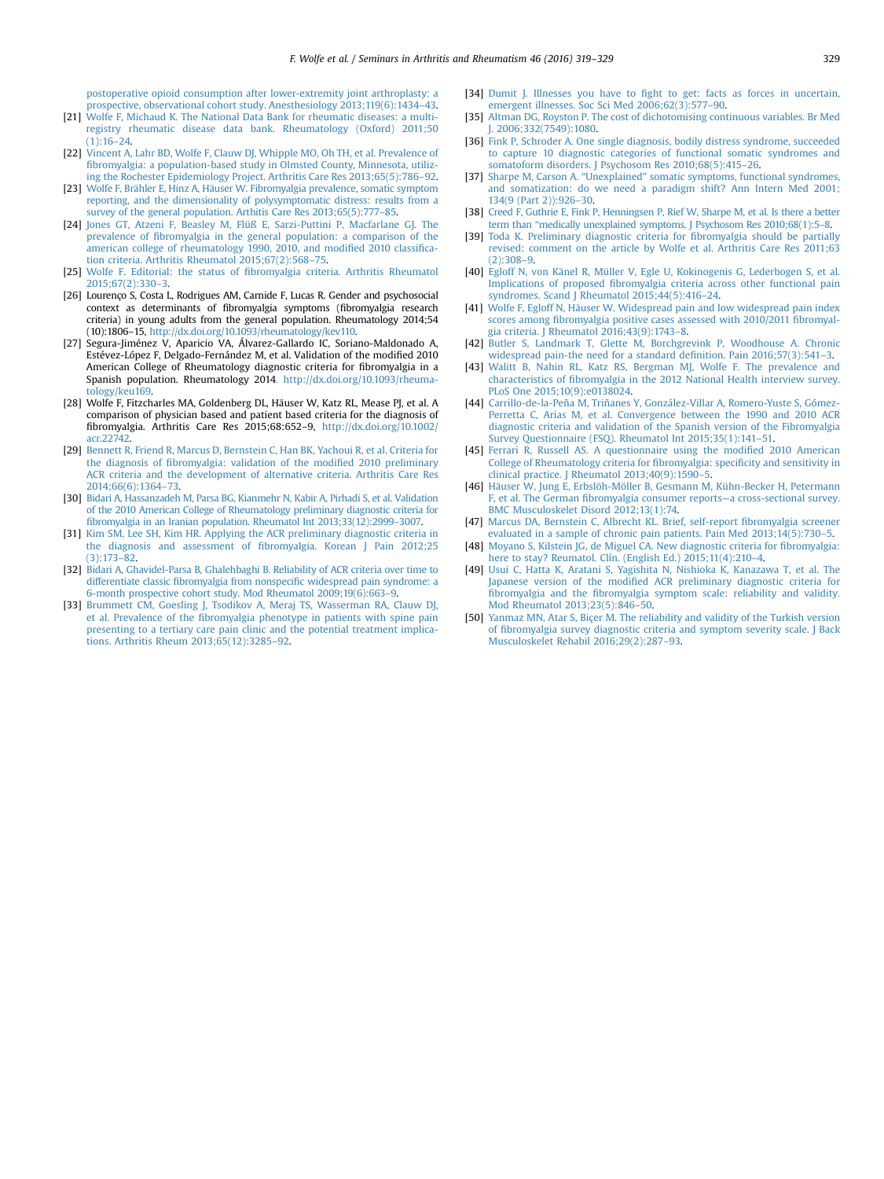postoperative opioid consumption after lower-extremity joint arthroplasty: a prospective, observational cohort study. Anesthesiology 2013;119(6):1434–43.

[21] Wolfe F, Michaud K. The National Data Bank for rheumatic diseases: a multi-registry rheumatic disease data bank. Rheumatology (Oxford) 2011;50(1):16–24.

[22] Vincent A, Lahr BD, Wolfe F, Clauw DJ, Whipple MO, Oh TH, et al. Prevalence of fibromyalgia: a population-based study in Olmsted County, Minnesota, utilizing the Rochester Epidemiology Project. Arthritis Care Res 2013;65(5):786–92.

[23] Wolfe F, Brähler E, Hinz A, Häuser W. Fibromyalgia prevalence, somatic symptom reporting, and the dimensionality of polysymptomatic distress: results from a survey of the general population. Arthitis Care Res 2013;65(5):777–85.

[24] Jones GT, Atzeni F, Beasley M, Flüß E, Sarzi-Puttini P, Macfarlane GJ. The prevalence of fibromyalgia in the general population: a comparison of the american college of rheumatology 1990, 2010, and modified 2010 classification criteria. Arthritis Rheumatol 2015;67(2):568–75.

[25] Wolfe F. Editorial: the status of fibromyalgia criteria. Arthritis Rheumatol 2015;67(2):330–3.

[26] Lourenço S, Costa L, Rodrigues AM, Carnide F, Lucas R. Gender and psychosocial context as determinants of fibromyalgia symptoms (fibromyalgia research criteria) in young adults from the general population. Rheumatology 2014;54(10):1806–15, http://dx.doi.org/10.1093/rheumatology/kev110.

[27] Segura-Jiménez V, Aparicio VA, Álvarez-Gallardo IC, Soriano-Maldonado A, Estévez-López F, Delgado-Fernández M, et al. Validation of the modified 2010 American College of Rheumatology diagnostic criteria for fibromyalgia in a Spanish population. Rheumatology 2014. http://dx.doi.org/10.1093/rheumatology/keu169.

[28] Wolfe F, Fitzcharles MA, Goldenberg DL, Häuser W, Katz RL, Mease PJ, et al. A comparison of physician based and patient based criteria for the diagnosis of fibromyalgia. Arthritis Care Res 2015;68:652–9, http://dx.doi.org/10.1002/acr.22742.

[29] Bennett R, Friend R, Marcus D, Bernstein C, Han BK, Yachoui R, et al. Criteria for the diagnosis of fibromyalgia: validation of the modified 2010 preliminary ACR criteria and the development of alternative criteria. Arthritis Care Res 2014;66(6):1364–73.

[30] Bidari A, Hassanzadeh M, Parsa BG, Kianmehr N, Kabir A, Pirhadi S, et al. Validation of the 2010 American College of Rheumatology preliminary diagnostic criteria for fibromyalgia in an Iranian population. Rheumatol Int 2013;33(12):2999–3007.

[31] Kim SM, Lee SH, Kim HR. Applying the ACR preliminary diagnostic criteria in the diagnosis and assessment of fibromyalgia. Korean J Pain 2012;25(3):173–82.

[32] Bidari A, Ghavidel-Parsa B, Ghalehbaghi B. Reliability of ACR criteria over time to differentiate classic fibromyalgia from nonspecific widespread pain syndrome: a 6-month prospective cohort study. Mod Rheumatol 2009;19(6):663–9.

[33] Brummett CM, Goesling J, Tsodikov A, Meraj TS, Wasserman RA, Clauw DJ, et al. Prevalence of the fibromyalgia phenotype in patients with spine pain presenting to a tertiary care pain clinic and the potential treatment implications. Arthritis Rheum 2013;65(12):3285–92.

[34] Dumit J. Illnesses you have to fight to get: facts as forces in uncertain, emergent illnesses. Soc Sci Med 2006;62(3):577–90.

[35] Altman DG, Royston P. The cost of dichotomising continuous variables. Br Med J. 2006;332(7549):1080.

[36] Fink P, Schroder A. One single diagnosis, bodily distress syndrome, succeeded to capture 10 diagnostic categories of functional somatic syndromes and somatoform disorders. J Psychosom Res 2010;68(5):415–26.

[37] Sharpe M, Carson A. "Unexplained" somatic symptoms, functional syndromes, and somatization: do we need a paradigm shift? Ann Intern Med 2001; 134(9 (Part 2)):926–30.

[38] Creed F, Guthrie E, Fink P, Henningsen P, Rief W, Sharpe M, et al. Is there a better term than "medically unexplained symptoms. J Psychosom Res 2010;68(1):5–8.

[39] Toda K. Preliminary diagnostic criteria for fibromyalgia should be partially revised: comment on the article by Wolfe et al. Arthritis Care Res 2011;63(2):308–9.

[40] Egloff N, von Känel R, Müller V, Egle U, Kokinogenis G, Lederbogen S, et al. Implications of proposed fibromyalgia criteria across other functional pain syndromes. Scand J Rheumatol 2015;44(5):416–24.

[41] Wolfe F, Egloff N, Häuser W. Widespread pain and low widespread pain index scores among fibromyalgia positive cases assessed with 2010/2011 fibromyalgia criteria. J Rheumatol 2016;43(9):1743–8.

[42] Butler S, Landmark T, Glette M, Borchgrevink P, Woodhouse A. Chronic widespread pain-the need for a standard definition. Pain 2016;57(3):541–3.

[43] Walitt B, Nahin RL, Katz RS, Bergman MJ, Wolfe F. The prevalence and characteristics of fibromyalgia in the 2012 National Health interview survey. PLoS One 2015;10(9):e0138024.

[44] Carrillo-de-la-Peña M, Triñanes Y, González-Villar A, Romero-Yuste S, Gómez-Perretta C, Arias M, et al. Convergence between the 1990 and 2010 ACR diagnostic criteria and validation of the Spanish version of the Fibromyalgia Survey Questionnaire (FSQ). Rheumatol Int 2015;35(1):141–51.

[45] Ferrari R, Russell AS. A questionnaire using the modified 2010 American College of Rheumatology criteria for fibromyalgia: specificity and sensitivity in clinical practice. J Rheumatol 2013;40(9):1590–5.

[46] Häuser W, Jung E, Erbslöh-Möller B, Gesmann M, Kühn-Becker H, Petermann F, et al. The German fibromyalgia consumer reports—a cross-sectional survey. BMC Musculoskelet Disord 2012;13(1):74.

[47] Marcus DA, Bernstein C, Albrecht KL. Brief, self-report fibromyalgia screener evaluated in a sample of chronic pain patients. Pain Med 2013;14(5):730–5.

[48] Moyano S, Kilstein JG, de Miguel CA. New diagnostic criteria for fibromyalgia: here to stay? Reumatol. Clín. (English Ed.) 2015;11(4):210–4.

[49] Usui C, Hatta K, Aratani S, Yagishita N, Nishioka K, Kanazawa T, et al. The Japanese version of the modified ACR preliminary diagnostic criteria for fibromyalgia and the fibromyalgia symptom scale: reliability and validity. Mod Rheumatol 2013;23(5):846–50.

[50] Yanmaz MN, Atar S, Biçer M. The reliability and validity of the Turkish version of fibromyalgia survey diagnostic criteria and symptom severity scale. J Back Musculoskelet Rehabil 2016;29(2):287–93.